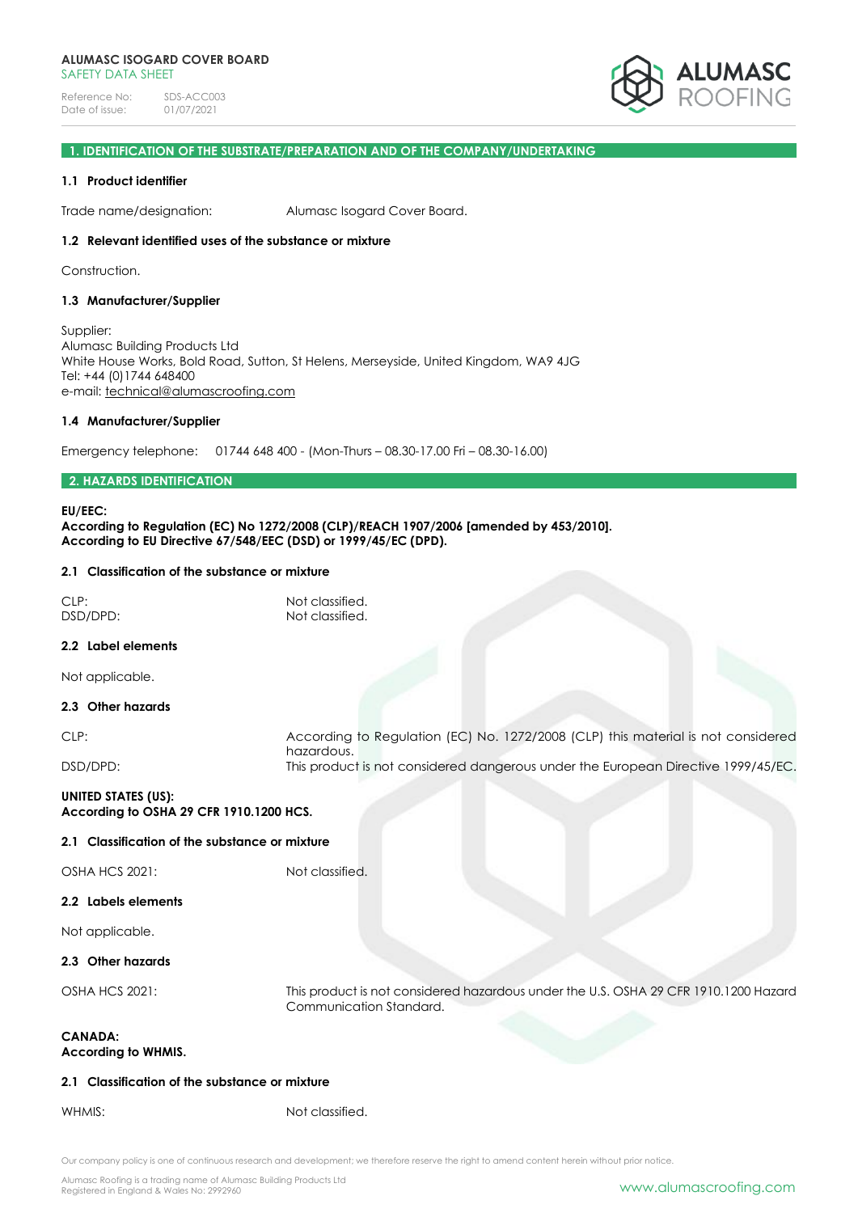**ALUMASC ISOGARD COVER BOARD**
SAFETY DATA SHEET

Reference No: SDS-ACC003
Date of issue: 01/07/2021

## 1. IDENTIFICATION OF THE SUBSTRATE/PREPARATION AND OF THE COMPANY/UNDERTAKING

### 1.1 Product identifier

Trade name/designation: Alumasc Isogard Cover Board.

### 1.2 Relevant identified uses of the substance or mixture

Construction.

### 1.3 Manufacturer/Supplier

Supplier:
Alumasc Building Products Ltd
White House Works, Bold Road, Sutton, St Helens, Merseyside, United Kingdom, WA9 4JG
Tel: +44 (0)1744 648400
e-mail: technical@alumascroofing.com

### 1.4 Manufacturer/Supplier

Emergency telephone: 01744 648 400 - (Mon-Thurs – 08.30-17.00 Fri – 08.30-16.00)

## 2. HAZARDS IDENTIFICATION

**EU/EEC:**
**According to Regulation (EC) No 1272/2008 (CLP)/REACH 1907/2006 [amended by 453/2010].**
**According to EU Directive 67/548/EEC (DSD) or 1999/45/EC (DPD).**

### 2.1 Classification of the substance or mixture

CLP: Not classified.
DSD/DPD: Not classified.

### 2.2 Label elements

Not applicable.

### 2.3 Other hazards

CLP: According to Regulation (EC) No. 1272/2008 (CLP) this material is not considered hazardous.
DSD/DPD: This product is not considered dangerous under the European Directive 1999/45/EC.

**UNITED STATES (US):**
**According to OSHA 29 CFR 1910.1200 HCS.**

### 2.1 Classification of the substance or mixture

OSHA HCS 2021: Not classified.

### 2.2 Labels elements

Not applicable.

### 2.3 Other hazards

OSHA HCS 2021: This product is not considered hazardous under the U.S. OSHA 29 CFR 1910.1200 Hazard Communication Standard.

**CANADA:**
**According to WHMIS.**

### 2.1 Classification of the substance or mixture

WHMIS: Not classified.

Our company policy is one of continuous research and development; we therefore reserve the right to amend content herein without prior notice.

Alumasc Roofing is a trading name of Alumasc Building Products Ltd
Registered in England & Wales No: 2992960

www.alumascroofing.com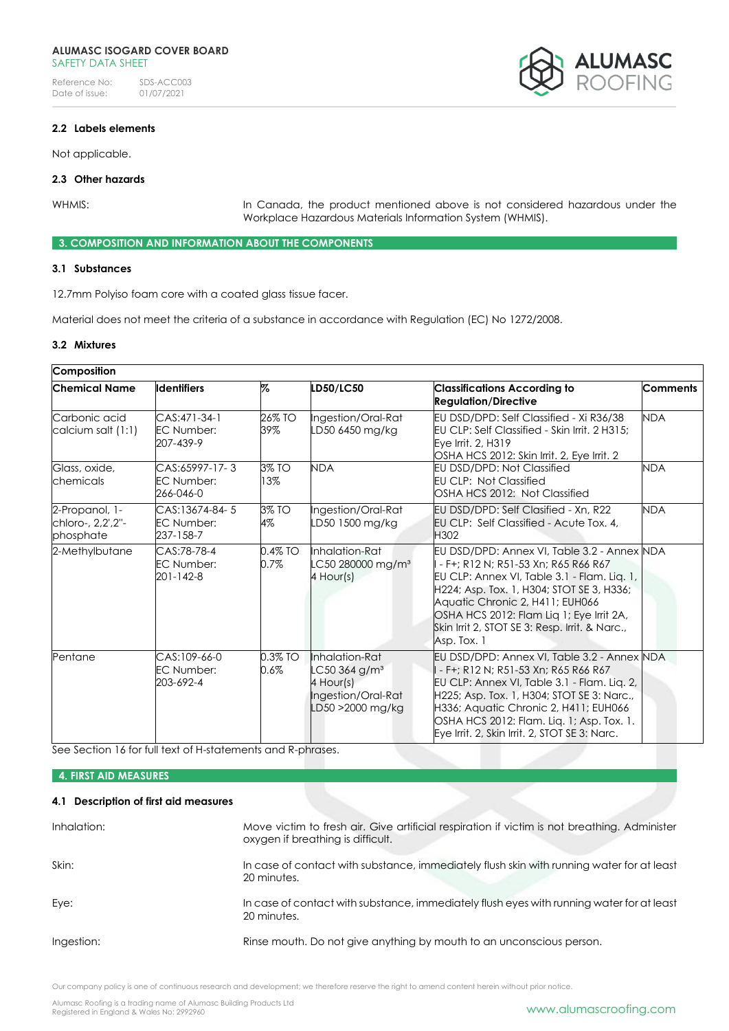### 2.2 Labels elements

Not applicable.

### 2.3 Other hazards

WHMIS: In Canada, the product mentioned above is not considered hazardous under the Workplace Hazardous Materials Information System (WHMIS).

## 3. COMPOSITION AND INFORMATION ABOUT THE COMPONENTS

### 3.1 Substances

12.7mm Polyiso foam core with a coated glass tissue facer.

Material does not meet the criteria of a substance in accordance with Regulation (EC) No 1272/2008.

### 3.2 Mixtures

| Composition | | | | | |
|---|---|---|---|---|---|
| **Chemical Name** | **Identifiers** | **%** | **LD50/LC50** | **Classifications According to Regulation/Directive** | **Comments** |
| Carbonic acid calcium salt (1:1) | CAS:471-34-1<br>EC Number: 207-439-9 | 26% TO 39% | Ingestion/Oral-Rat LD50 6450 mg/kg | EU DSD/DPD: Self Classified - Xi R36/38<br>EU CLP: Self Classified - Skin Irrit. 2 H315; Eye Irrit. 2, H319<br>OSHA HCS 2012: Skin Irrit. 2, Eye Irrit. 2 | NDA |
| Glass, oxide, chemicals | CAS:65997-17- 3<br>EC Number: 266-046-0 | 3% TO 13% | NDA | EU DSD/DPD: Not Classified<br>EU CLP: Not Classified<br>OSHA HCS 2012: Not Classified | NDA |
| 2-Propanol, 1-chloro-, 2,2',2''-phosphate | CAS:13674-84- 5<br>EC Number: 237-158-7 | 3% TO 4% | Ingestion/Oral-Rat LD50 1500 mg/kg | EU DSD/DPD: Self Clasified - Xn, R22<br>EU CLP: Self Classified - Acute Tox. 4, H302 | NDA |
| 2-Methylbutane | CAS:78-78-4<br>EC Number: 201-142-8 | 0.4% TO 0.7% | Inhalation-Rat LC50 280000 mg/m³ 4 Hour(s) | EU DSD/DPD: Annex VI, Table 3.2 - Annex I - F+; R12 N; R51-53 Xn; R65 R66 R67<br>EU CLP: Annex VI, Table 3.1 - Flam. Liq. 1, H224; Asp. Tox. 1, H304; STOT SE 3, H336; Aquatic Chronic 2, H411; EUH066<br>OSHA HCS 2012: Flam Liq 1; Eye Irrit 2A, Skin Irrit 2, STOT SE 3: Resp. Irrit. & Narc., Asp. Tox. 1 | NDA |
| Pentane | CAS:109-66-0<br>EC Number: 203-692-4 | 0.3% TO 0.6% | Inhalation-Rat LC50 364 g/m³ 4 Hour(s)<br>Ingestion/Oral-Rat LD50 >2000 mg/kg | EU DSD/DPD: Annex VI, Table 3.2 - Annex I - F+; R12 N; R51-53 Xn; R65 R66 R67<br>EU CLP: Annex VI, Table 3.1 - Flam. Liq. 2, H225; Asp. Tox. 1, H304; STOT SE 3: Narc., H336; Aquatic Chronic 2, H411; EUH066<br>OSHA HCS 2012: Flam. Liq. 1; Asp. Tox. 1. Eye Irrit. 2, Skin Irrit. 2, STOT SE 3: Narc. | NDA |

See Section 16 for full text of H-statements and R-phrases.

## 4. FIRST AID MEASURES

### 4.1 Description of first aid measures

Inhalation: Move victim to fresh air. Give artificial respiration if victim is not breathing. Administer oxygen if breathing is difficult.

Skin: In case of contact with substance, immediately flush skin with running water for at least 20 minutes.

Eye: In case of contact with substance, immediately flush eyes with running water for at least 20 minutes.

Ingestion: Rinse mouth. Do not give anything by mouth to an unconscious person.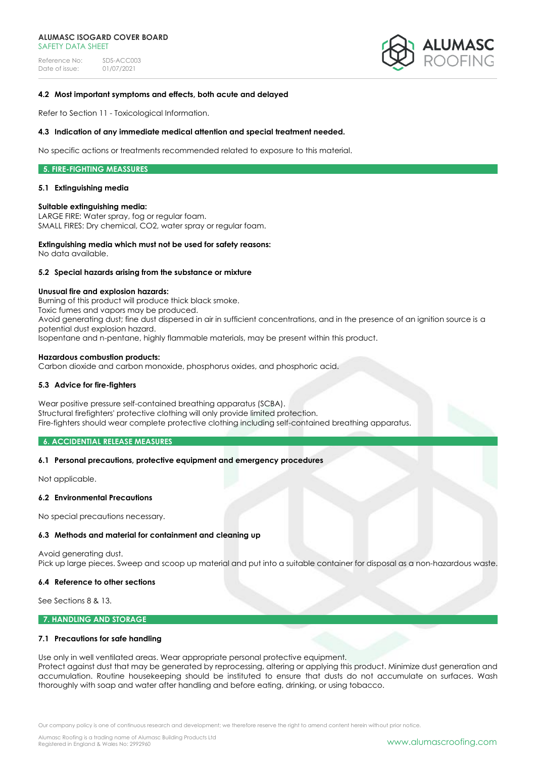### 4.2 Most important symptoms and effects, both acute and delayed

Refer to Section 11 - Toxicological Information.

### 4.3 Indication of any immediate medical attention and special treatment needed.

No specific actions or treatments recommended related to exposure to this material.

## 5. FIRE-FIGHTING MEASSURES

### 5.1 Extinguishing media

**Suitable extinguishing media:**
LARGE FIRE: Water spray, fog or regular foam.
SMALL FIRES: Dry chemical, CO2, water spray or regular foam.

**Extinguishing media which must not be used for safety reasons:**
No data available.

### 5.2 Special hazards arising from the substance or mixture

**Unusual fire and explosion hazards:**
Burning of this product will produce thick black smoke.
Toxic fumes and vapors may be produced.
Avoid generating dust; fine dust dispersed in air in sufficient concentrations, and in the presence of an ignition source is a potential dust explosion hazard.
Isopentane and n-pentane, highly flammable materials, may be present within this product.

**Hazardous combustion products:**
Carbon dioxide and carbon monoxide, phosphorus oxides, and phosphoric acid.

### 5.3 Advice for fire-fighters

Wear positive pressure self-contained breathing apparatus (SCBA).
Structural firefighters' protective clothing will only provide limited protection.
Fire-fighters should wear complete protective clothing including self-contained breathing apparatus.

## 6. ACCIDENTIAL RELEASE MEASURES

### 6.1 Personal precautions, protective equipment and emergency procedures

Not applicable.

### 6.2 Environmental Precautions

No special precautions necessary.

### 6.3 Methods and material for containment and cleaning up

Avoid generating dust.
Pick up large pieces. Sweep and scoop up material and put into a suitable container for disposal as a non-hazardous waste.

### 6.4 Reference to other sections

See Sections 8 & 13.

## 7. HANDLING AND STORAGE

### 7.1 Precautions for safe handling

Use only in well ventilated areas. Wear appropriate personal protective equipment.
Protect against dust that may be generated by reprocessing, altering or applying this product. Minimize dust generation and accumulation. Routine housekeeping should be instituted to ensure that dusts do not accumulate on surfaces. Wash thoroughly with soap and water after handling and before eating, drinking, or using tobacco.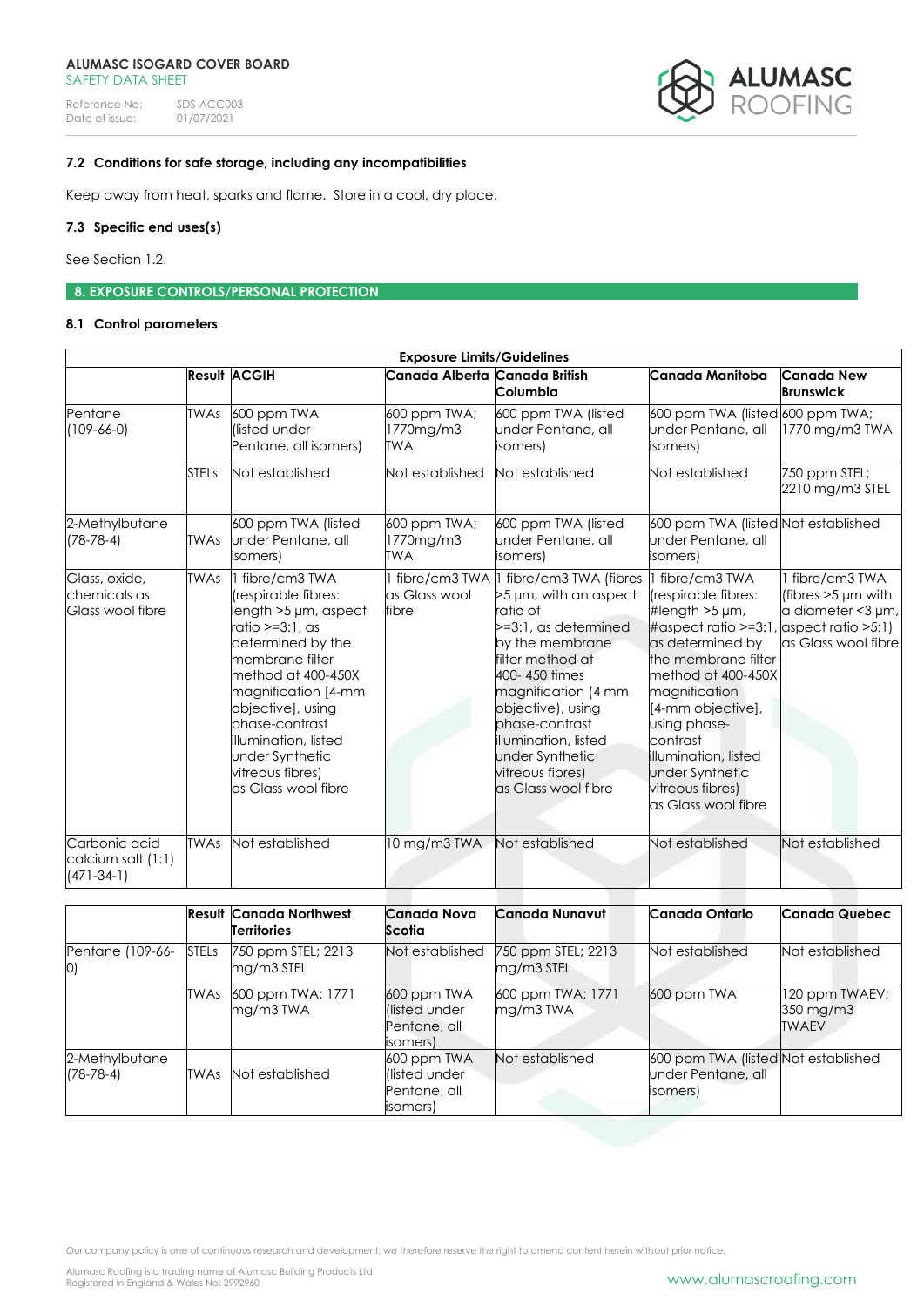### 7.2 Conditions for safe storage, including any incompatibilities

Keep away from heat, sparks and flame. Store in a cool, dry place.

### 7.3 Specific end uses(s)

See Section 1.2.

## 8. EXPOSURE CONTROLS/PERSONAL PROTECTION

### 8.1 Control parameters

| Exposure Limits/Guidelines | | | | | | |
|---|---|---|---|---|---|---|
| | Result | ACGIH | Canada Alberta | Canada British Columbia | Canada Manitoba | Canada New Brunswick |
| Pentane (109-66-0) | TWAs | 600 ppm TWA (listed under Pentane, all isomers) | 600 ppm TWA; 1770mg/m3 TWA | 600 ppm TWA (listed under Pentane, all isomers) | 600 ppm TWA (listed under Pentane, all isomers) | 600 ppm TWA; 1770 mg/m3 TWA |
| | STELs | Not established | Not established | Not established | Not established | 750 ppm STEL; 2210 mg/m3 STEL |
| 2-Methylbutane (78-78-4) | TWAs | 600 ppm TWA (listed under Pentane, all isomers) | 600 ppm TWA; 1770mg/m3 TWA | 600 ppm TWA (listed under Pentane, all isomers) | 600 ppm TWA (listed under Pentane, all isomers) | Not established |
| Glass, oxide, chemicals as Glass wool fibre | TWAs | 1 fibre/cm3 TWA (respirable fibres: length >5 μm, aspect ratio >=3:1, as determined by the membrane filter method at 400-450X magnification [4-mm objective], using phase-contrast illumination, listed under Synthetic vitreous fibres) as Glass wool fibre | 1 fibre/cm3 TWA as Glass wool fibre | 1 fibre/cm3 TWA (fibres >5 μm, with an aspect ratio of >=3:1, as determined by the membrane filter method at 400- 450 times magnification (4 mm objective), using phase-contrast illumination, listed under Synthetic vitreous fibres) as Glass wool fibre | 1 fibre/cm3 TWA (respirable fibres: #length >5 μm, #aspect ratio >=3:1, as determined by the membrane filter method at 400-450X magnification [4-mm objective], using phase-contrast illumination, listed under Synthetic vitreous fibres) as Glass wool fibre | 1 fibre/cm3 TWA (fibres >5 μm with a diameter <3 μm, aspect ratio >5:1) as Glass wool fibre |
| Carbonic acid calcium salt (1:1) (471-34-1) | TWAs | Not established | 10 mg/m3 TWA | Not established | Not established | Not established |

| | Result | Canada Northwest Territories | Canada Nova Scotia | Canada Nunavut | Canada Ontario | Canada Quebec |
|---|---|---|---|---|---|---|
| Pentane (109-66-0) | STELs | 750 ppm STEL; 2213 mg/m3 STEL | Not established | 750 ppm STEL; 2213 mg/m3 STEL | Not established | Not established |
| | TWAs | 600 ppm TWA; 1771 mg/m3 TWA | 600 ppm TWA (listed under Pentane, all isomers) | 600 ppm TWA; 1771 mg/m3 TWA | 600 ppm TWA | 120 ppm TWAEV; 350 mg/m3 TWAEV |
| 2-Methylbutane (78-78-4) | TWAs | Not established | 600 ppm TWA (listed under Pentane, all isomers) | Not established | 600 ppm TWA (listed under Pentane, all isomers) | Not established |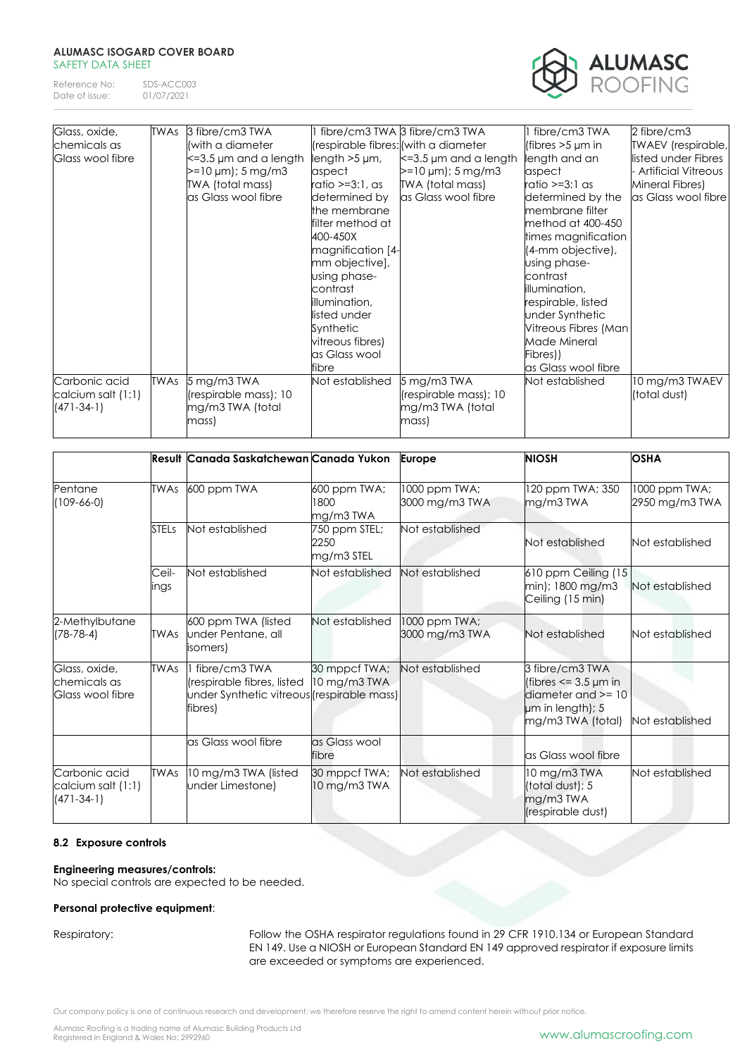| | | | | | | |
|---|---|---|---|---|---|---|
| Glass, oxide, chemicals as Glass wool fibre | TWAs | 3 fibre/cm3 TWA (with a diameter <=3.5 µm and a length >=10 µm); 5 mg/m3 TWA (total mass) as Glass wool fibre | 1 fibre/cm3 TWA (respirable fibres: length >5 µm, aspect ratio >=3:1, as determined by the membrane filter method at 400-450X magnification [4-mm objective], using phase-contrast illumination, listed under Synthetic vitreous fibres) as Glass wool fibre | 3 fibre/cm3 TWA (with a diameter <=3.5 µm and a length >=10 µm); 5 mg/m3 TWA (total mass) as Glass wool fibre | 1 fibre/cm3 TWA (fibres >5 µm in length and an aspect ratio >=3:1 as determined by the membrane filter method at 400-450 times magnification (4-mm objective), using phase-contrast illumination, respirable, listed under Synthetic Vitreous Fibres (Man Made Mineral Fibres)) as Glass wool fibre | 2 fibre/cm3 TWAEV (respirable, listed under Fibres - Artificial Vitreous Mineral Fibres) as Glass wool fibre |
| Carbonic acid calcium salt (1:1) (471-34-1) | TWAs | 5 mg/m3 TWA (respirable mass); 10 mg/m3 TWA (total mass) | Not established | 5 mg/m3 TWA (respirable mass); 10 mg/m3 TWA (total mass) | Not established | 10 mg/m3 TWAEV (total dust) |

| | Result | Canada Saskatchewan | Canada Yukon | Europe | NIOSH | OSHA |
|---|---|---|---|---|---|---|
| Pentane (109-66-0) | TWAs | 600 ppm TWA | 600 ppm TWA; 1800 mg/m3 TWA | 1000 ppm TWA; 3000 mg/m3 TWA | 120 ppm TWA; 350 mg/m3 TWA | 1000 ppm TWA; 2950 mg/m3 TWA |
| | STELs | Not established | 750 ppm STEL; 2250 mg/m3 STEL | Not established | Not established | Not established |
| | Ceilings | Not established | Not established | Not established | 610 ppm Ceiling (15 min); 1800 mg/m3 Ceiling (15 min) | Not established |
| 2-Methylbutane (78-78-4) | TWAs | 600 ppm TWA (listed under Pentane, all isomers) | Not established | 1000 ppm TWA; 3000 mg/m3 TWA | Not established | Not established |
| Glass, oxide, chemicals as Glass wool fibre | TWAs | 1 fibre/cm3 TWA (respirable fibres, listed under Synthetic vitreous fibres) | 30 mppcf TWA; 10 mg/m3 TWA (respirable mass) | Not established | 3 fibre/cm3 TWA (fibres <= 3.5 µm in diameter and >= 10 µm in length); 5 mg/m3 TWA (total) | Not established |
| | | as Glass wool fibre | as Glass wool fibre | | as Glass wool fibre | |
| Carbonic acid calcium salt (1:1) (471-34-1) | TWAs | 10 mg/m3 TWA (listed under Limestone) | 30 mppcf TWA; 10 mg/m3 TWA | Not established | 10 mg/m3 TWA (total dust); 5 mg/m3 TWA (respirable dust) | Not established |

### 8.2 Exposure controls

**Engineering measures/controls:**
No special controls are expected to be needed.

**Personal protective equipment**:

Respiratory: Follow the OSHA respirator regulations found in 29 CFR 1910.134 or European Standard EN 149. Use a NIOSH or European Standard EN 149 approved respirator if exposure limits are exceeded or symptoms are experienced.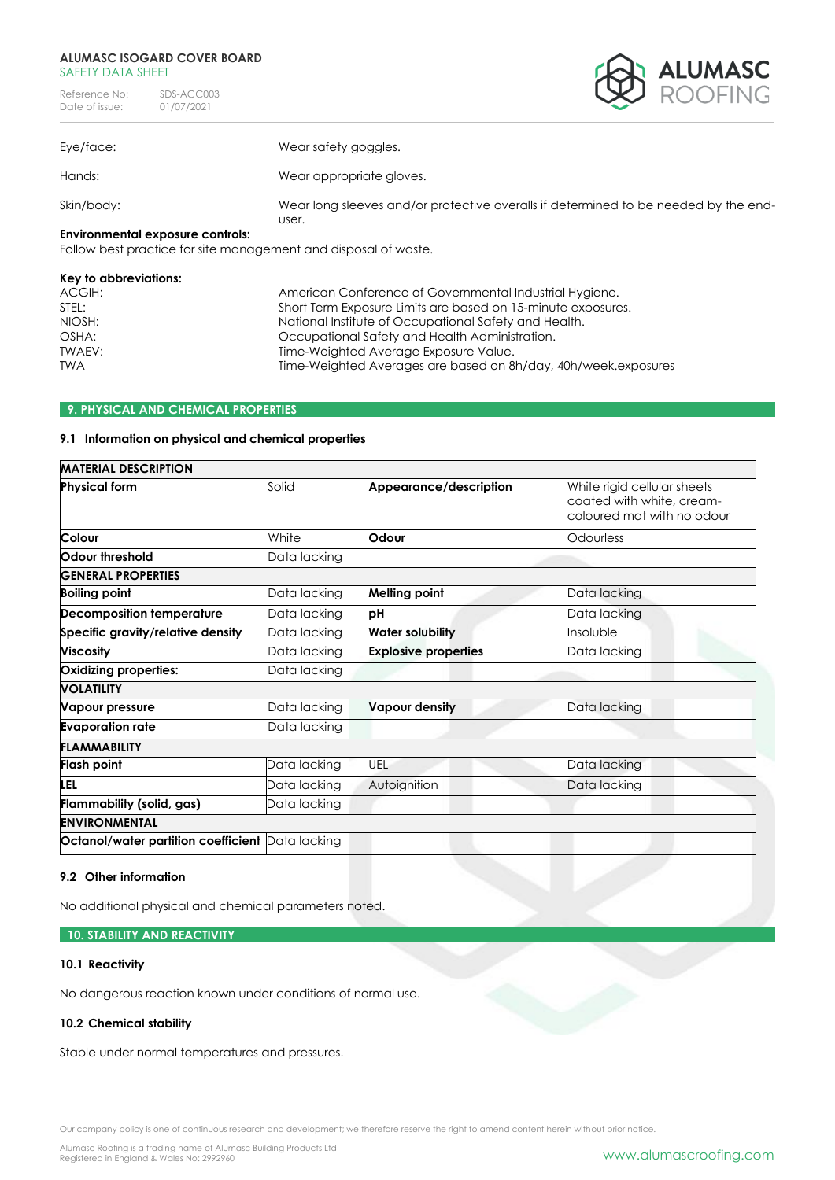| | |
|---|---|
| Eye/face: | Wear safety goggles. |
| Hands: | Wear appropriate gloves. |
| Skin/body: | Wear long sleeves and/or protective overalls if determined to be needed by the end-user. |

**Environmental exposure controls:**
Follow best practice for site management and disposal of waste.

**Key to abbreviations:**

| | |
|---|---|
| ACGIH: | American Conference of Governmental Industrial Hygiene. |
| STEL: | Short Term Exposure Limits are based on 15-minute exposures. |
| NIOSH: | National Institute of Occupational Safety and Health. |
| OSHA: | Occupational Safety and Health Administration. |
| TWAEV: | Time-Weighted Average Exposure Value. |
| TWA | Time-Weighted Averages are based on 8h/day, 40h/week.exposures |

## 9. PHYSICAL AND CHEMICAL PROPERTIES

### 9.1 Information on physical and chemical properties

| **MATERIAL DESCRIPTION** | | | |
|---|---|---|---|
| **Physical form** | Solid | **Appearance/description** | White rigid cellular sheets coated with white, cream-coloured mat with no odour |
| **Colour** | White | **Odour** | Odourless |
| **Odour threshold** | Data lacking | | |
| **GENERAL PROPERTIES** | | | |
| **Boiling point** | Data lacking | **Melting point** | Data lacking |
| **Decomposition temperature** | Data lacking | **pH** | Data lacking |
| **Specific gravity/relative density** | Data lacking | **Water solubility** | Insoluble |
| **Viscosity** | Data lacking | **Explosive properties** | Data lacking |
| **Oxidizing properties:** | Data lacking | | |
| **VOLATILITY** | | | |
| **Vapour pressure** | Data lacking | **Vapour density** | Data lacking |
| **Evaporation rate** | Data lacking | | |
| **FLAMMABILITY** | | | |
| **Flash point** | Data lacking | UEL | Data lacking |
| **LEL** | Data lacking | Autoignition | Data lacking |
| **Flammability (solid, gas)** | Data lacking | | |
| **ENVIRONMENTAL** | | | |
| **Octanol/water partition coefficient** | Data lacking | | |

### 9.2 Other information

No additional physical and chemical parameters noted.

## 10. STABILITY AND REACTIVITY

### 10.1 Reactivity

No dangerous reaction known under conditions of normal use.

### 10.2 Chemical stability

Stable under normal temperatures and pressures.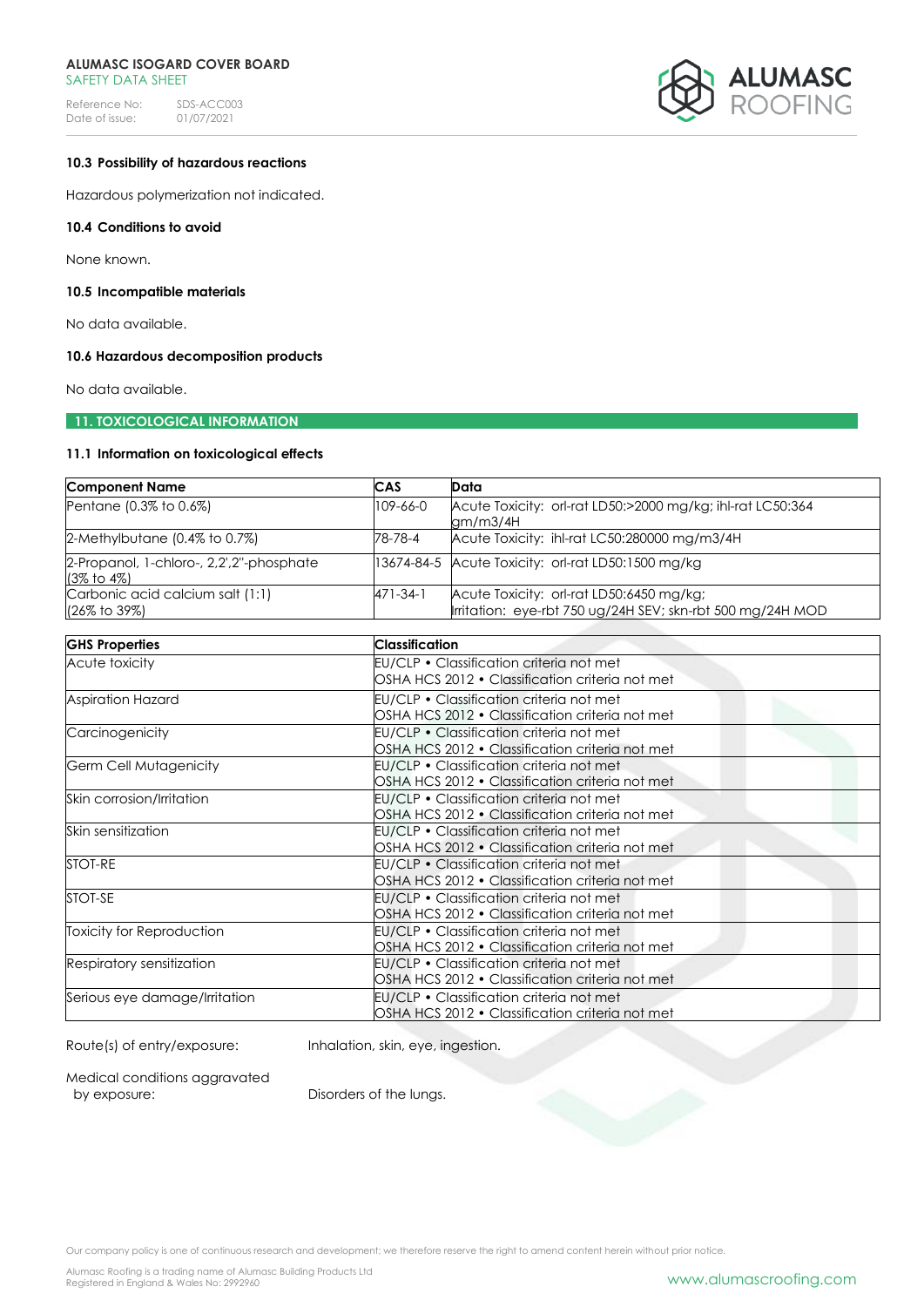### 10.3 Possibility of hazardous reactions

Hazardous polymerization not indicated.

### 10.4 Conditions to avoid

None known.

### 10.5 Incompatible materials

No data available.

### 10.6 Hazardous decomposition products

No data available.

## 11. TOXICOLOGICAL INFORMATION

### 11.1 Information on toxicological effects

| Component Name | CAS | Data |
|---|---|---|
| Pentane (0.3% to 0.6%) | 109-66-0 | Acute Toxicity: orl-rat LD50:>2000 mg/kg; ihl-rat LC50:364 gm/m3/4H |
| 2-Methylbutane (0.4% to 0.7%) | 78-78-4 | Acute Toxicity: ihl-rat LC50:280000 mg/m3/4H |
| 2-Propanol, 1-chloro-, 2,2',2''-phosphate (3% to 4%) | 13674-84-5 | Acute Toxicity: orl-rat LD50:1500 mg/kg |
| Carbonic acid calcium salt (1:1) (26% to 39%) | 471-34-1 | Acute Toxicity: orl-rat LD50:6450 mg/kg; Irritation: eye-rbt 750 ug/24H SEV; skn-rbt 500 mg/24H MOD |

| GHS Properties | Classification |
|---|---|
| Acute toxicity | EU/CLP • Classification criteria not met<br>OSHA HCS 2012 • Classification criteria not met |
| Aspiration Hazard | EU/CLP • Classification criteria not met<br>OSHA HCS 2012 • Classification criteria not met |
| Carcinogenicity | EU/CLP • Classification criteria not met<br>OSHA HCS 2012 • Classification criteria not met |
| Germ Cell Mutagenicity | EU/CLP • Classification criteria not met<br>OSHA HCS 2012 • Classification criteria not met |
| Skin corrosion/Irritation | EU/CLP • Classification criteria not met<br>OSHA HCS 2012 • Classification criteria not met |
| Skin sensitization | EU/CLP • Classification criteria not met<br>OSHA HCS 2012 • Classification criteria not met |
| STOT-RE | EU/CLP • Classification criteria not met<br>OSHA HCS 2012 • Classification criteria not met |
| STOT-SE | EU/CLP • Classification criteria not met<br>OSHA HCS 2012 • Classification criteria not met |
| Toxicity for Reproduction | EU/CLP • Classification criteria not met<br>OSHA HCS 2012 • Classification criteria not met |
| Respiratory sensitization | EU/CLP • Classification criteria not met<br>OSHA HCS 2012 • Classification criteria not met |
| Serious eye damage/Irritation | EU/CLP • Classification criteria not met<br>OSHA HCS 2012 • Classification criteria not met |

Route(s) of entry/exposure: Inhalation, skin, eye, ingestion.

Medical conditions aggravated by exposure: Disorders of the lungs.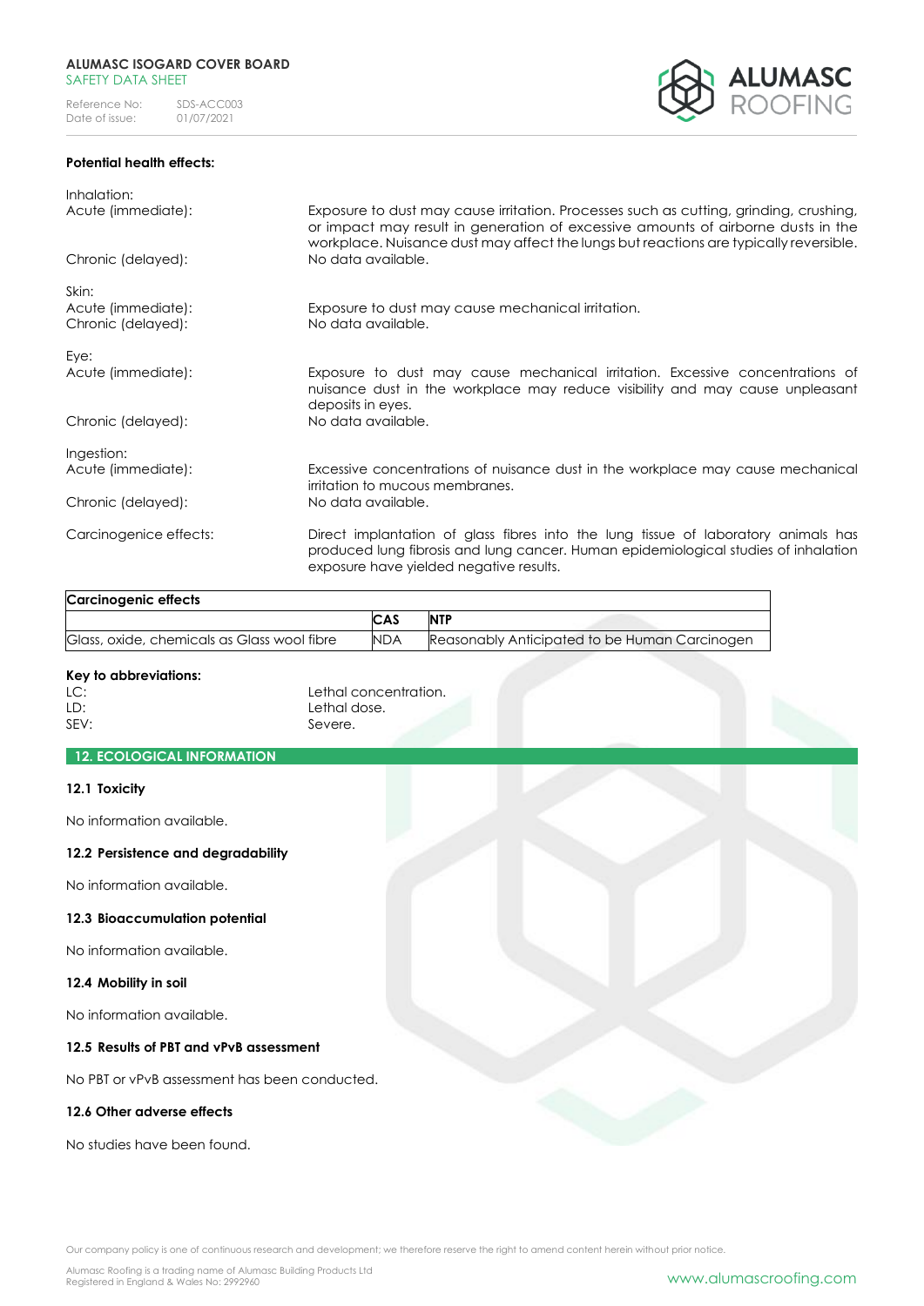**Potential health effects:**

Inhalation:

| | |
|---|---|
| Acute (immediate): | Exposure to dust may cause irritation. Processes such as cutting, grinding, crushing, or impact may result in generation of excessive amounts of airborne dusts in the workplace. Nuisance dust may affect the lungs but reactions are typically reversible. |
| Chronic (delayed): | No data available. |

Skin:

| | |
|---|---|
| Acute (immediate): | Exposure to dust may cause mechanical irritation. |
| Chronic (delayed): | No data available. |

Eye:

| | |
|---|---|
| Acute (immediate): | Exposure to dust may cause mechanical irritation. Excessive concentrations of nuisance dust in the workplace may reduce visibility and may cause unpleasant deposits in eyes. |
| Chronic (delayed): | No data available. |

Ingestion:

| | |
|---|---|
| Acute (immediate): | Excessive concentrations of nuisance dust in the workplace may cause mechanical irritation to mucous membranes. |
| Chronic (delayed): | No data available. |

Carcinogenice effects: Direct implantation of glass fibres into the lung tissue of laboratory animals has produced lung fibrosis and lung cancer. Human epidemiological studies of inhalation exposure have yielded negative results.

| Carcinogenic effects | | |
|---|---|---|
| | **CAS** | **NTP** |
| Glass, oxide, chemicals as Glass wool fibre | NDA | Reasonably Anticipated to be Human Carcinogen |

**Key to abbreviations:**

| | |
|---|---|
| LC: | Lethal concentration. |
| LD: | Lethal dose. |
| SEV: | Severe. |

## 12. ECOLOGICAL INFORMATION

### 12.1 Toxicity

No information available.

### 12.2 Persistence and degradability

No information available.

### 12.3 Bioaccumulation potential

No information available.

### 12.4 Mobility in soil

No information available.

### 12.5 Results of PBT and vPvB assessment

No PBT or vPvB assessment has been conducted.

### 12.6 Other adverse effects

No studies have been found.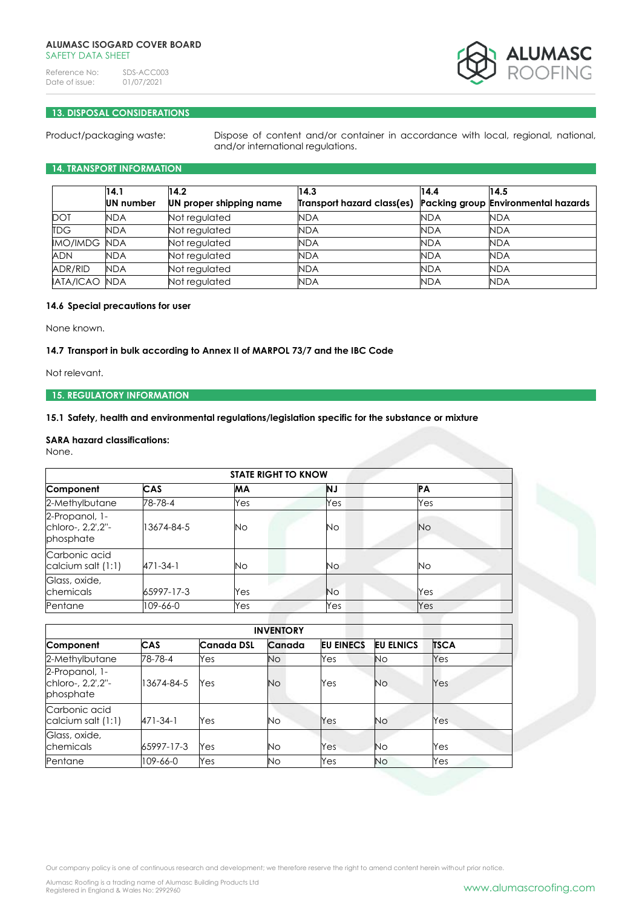## 13. DISPOSAL CONSIDERATIONS

Product/packaging waste: Dispose of content and/or container in accordance with local, regional, national, and/or international regulations.

## 14. TRANSPORT INFORMATION

| | 14.1 UN number | 14.2 UN proper shipping name | 14.3 Transport hazard class(es) | 14.4 Packing group | 14.5 Environmental hazards |
|---|---|---|---|---|---|
| DOT | NDA | Not regulated | NDA | NDA | NDA |
| TDG | NDA | Not regulated | NDA | NDA | NDA |
| IMO/IMDG | NDA | Not regulated | NDA | NDA | NDA |
| ADN | NDA | Not regulated | NDA | NDA | NDA |
| ADR/RID | NDA | Not regulated | NDA | NDA | NDA |
| IATA/ICAO | NDA | Not regulated | NDA | NDA | NDA |

**14.6 Special precautions for user**

None known.

**14.7 Transport in bulk according to Annex II of MARPOL 73/7 and the IBC Code**

Not relevant.

## 15. REGULATORY INFORMATION

**15.1 Safety, health and environmental regulations/legislation specific for the substance or mixture**

**SARA hazard classifications:**
None.

| STATE RIGHT TO KNOW | | | | |
|---|---|---|---|---|
| **Component** | **CAS** | **MA** | **NJ** | **PA** |
| 2-Methylbutane | 78-78-4 | Yes | Yes | Yes |
| 2-Propanol, 1-chloro-, 2,2',2''-phosphate | 13674-84-5 | No | No | No |
| Carbonic acid calcium salt (1:1) | 471-34-1 | No | No | No |
| Glass, oxide, chemicals | 65997-17-3 | Yes | No | Yes |
| Pentane | 109-66-0 | Yes | Yes | Yes |

| INVENTORY | | | | | | |
|---|---|---|---|---|---|---|
| **Component** | **CAS** | **Canada DSL** | **Canada** | **EU EINECS** | **EU ELNICS** | **TSCA** |
| 2-Methylbutane | 78-78-4 | Yes | No | Yes | No | Yes |
| 2-Propanol, 1-chloro-, 2,2',2''-phosphate | 13674-84-5 | Yes | No | Yes | No | Yes |
| Carbonic acid calcium salt (1:1) | 471-34-1 | Yes | No | Yes | No | Yes |
| Glass, oxide, chemicals | 65997-17-3 | Yes | No | Yes | No | Yes |
| Pentane | 109-66-0 | Yes | No | Yes | No | Yes |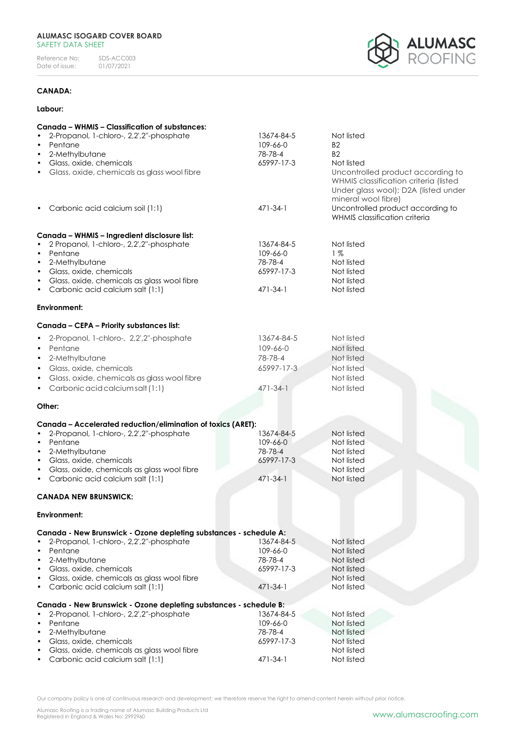**CANADA:**

**Labour:**

**Canada – WHMIS – Classification of substances:**

| | | |
|---|---|---|
| • 2-Propanol, 1-chloro-, 2,2',2''-phosphate | 13674-84-5 | Not listed |
| • Pentane | 109-66-0 | B2 |
| • 2-Methylbutane | 78-78-4 | B2 |
| • Glass, oxide, chemicals | 65997-17-3 | Not listed |
| • Glass, oxide, chemicals as glass wool fibre | | Uncontrolled product according to WHMIS classification criteria (listed Under glass wool); D2A (listed under mineral wool fibre) |
| • Carbonic acid calcium soil (1:1) | 471-34-1 | Uncontrolled product according to WHMIS classification criteria |

**Canada – WHMIS – Ingredient disclosure list:**

| | | |
|---|---|---|
| • 2 Propanol, 1-chloro-, 2,2',2''-phosphate | 13674-84-5 | Not listed |
| • Pentane | 109-66-0 | 1 % |
| • 2-Methylbutane | 78-78-4 | Not listed |
| • Glass, oxide, chemicals | 65997-17-3 | Not listed |
| • Glass, oxide, chemicals as glass wool fibre | | Not listed |
| • Carbonic acid calcium salt (1:1) | 471-34-1 | Not listed |

**Environment:**

**Canada – CEPA – Priority substances list:**

| | | |
|---|---|---|
| • 2-Propanol, 1-chloro-, 2,2',2''-phosphate | 13674-84-5 | Not listed |
| • Pentane | 109-66-0 | Not listed |
| • 2-Methylbutane | 78-78-4 | Not listed |
| • Glass, oxide, chemicals | 65997-17-3 | Not listed |
| • Glass, oxide, chemicals as glass wool fibre | | Not listed |
| • Carbonic acid calcium salt (1:1) | 471-34-1 | Not listed |

**Other:**

**Canada – Accelerated reduction/elimination of toxics (ARET):**

| | | |
|---|---|---|
| • 2-Propanol, 1-chloro-, 2,2',2''-phosphate | 13674-84-5 | Not listed |
| • Pentane | 109-66-0 | Not listed |
| • 2-Methylbutane | 78-78-4 | Not listed |
| • Glass, oxide, chemicals | 65997-17-3 | Not listed |
| • Glass, oxide, chemicals as glass wool fibre | | Not listed |
| • Carbonic acid calcium salt (1:1) | 471-34-1 | Not listed |

**CANADA NEW BRUNSWICK:**

**Environment:**

**Canada - New Brunswick - Ozone depleting substances - schedule A:**

| | | |
|---|---|---|
| • 2-Propanol, 1-chloro-, 2,2',2''-phosphate | 13674-84-5 | Not listed |
| • Pentane | 109-66-0 | Not listed |
| • 2-Methylbutane | 78-78-4 | Not listed |
| • Glass, oxide, chemicals | 65997-17-3 | Not listed |
| • Glass, oxide, chemicals as glass wool fibre | | Not listed |
| • Carbonic acid calcium salt (1:1) | 471-34-1 | Not listed |

**Canada - New Brunswick - Ozone depleting substances - schedule B:**

| | | |
|---|---|---|
| • 2-Propanol, 1-chloro-, 2,2',2''-phosphate | 13674-84-5 | Not listed |
| • Pentane | 109-66-0 | Not listed |
| • 2-Methylbutane | 78-78-4 | Not listed |
| • Glass, oxide, chemicals | 65997-17-3 | Not listed |
| • Glass, oxide, chemicals as glass wool fibre | | Not listed |
| • Carbonic acid calcium salt (1:1) | 471-34-1 | Not listed |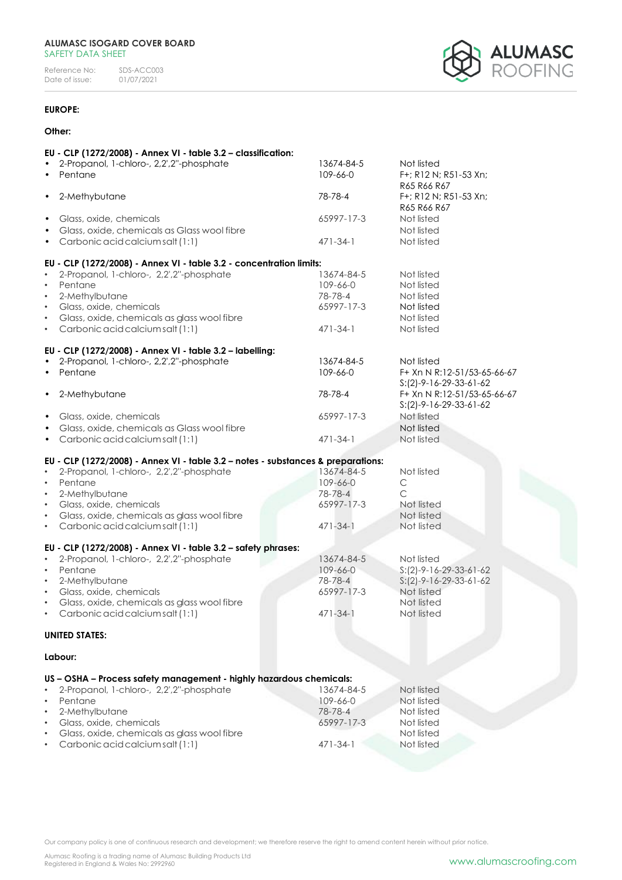**EUROPE:**

**Other:**

**EU - CLP (1272/2008) - Annex VI - table 3.2 – classification:**

| Substance | CAS No. | Classification |
|---|---|---|
| 2-Propanol, 1-chloro-, 2,2',2''-phosphate | 13674-84-5 | Not listed |
| Pentane | 109-66-0 | F+; R12 N; R51-53 Xn; R65 R66 R67 |
| 2-Methybutane | 78-78-4 | F+; R12 N; R51-53 Xn; R65 R66 R67 |
| Glass, oxide, chemicals | 65997-17-3 | Not listed |
| Glass, oxide, chemicals as Glass wool fibre | | Not listed |
| Carbonic acid calcium salt (1:1) | 471-34-1 | Not listed |

**EU - CLP (1272/2008) - Annex VI - table 3.2 - concentration limits:**

| Substance | CAS No. | Concentration limits |
|---|---|---|
| 2-Propanol, 1-chloro-, 2,2',2''-phosphate | 13674-84-5 | Not listed |
| Pentane | 109-66-0 | Not listed |
| 2-Methylbutane | 78-78-4 | Not listed |
| Glass, oxide, chemicals | 65997-17-3 | Not listed |
| Glass, oxide, chemicals as glass wool fibre | | Not listed |
| Carbonic acid calcium salt (1:1) | 471-34-1 | Not listed |

**EU - CLP (1272/2008) - Annex VI - table 3.2 – labelling:**

| Substance | CAS No. | Labelling |
|---|---|---|
| 2-Propanol, 1-chloro-, 2,2',2''-phosphate | 13674-84-5 | Not listed |
| Pentane | 109-66-0 | F+ Xn N R:12-51/53-65-66-67 S:(2)-9-16-29-33-61-62 |
| 2-Methybutane | 78-78-4 | F+ Xn N R:12-51/53-65-66-67 S:(2)-9-16-29-33-61-62 |
| Glass, oxide, chemicals | 65997-17-3 | Not listed |
| Glass, oxide, chemicals as Glass wool fibre | | Not listed |
| Carbonic acid calcium salt (1:1) | 471-34-1 | Not listed |

**EU - CLP (1272/2008) - Annex VI - table 3.2 – notes - substances & preparations:**

| Substance | CAS No. | Notes |
|---|---|---|
| 2-Propanol, 1-chloro-, 2,2',2''-phosphate | 13674-84-5 | Not listed |
| Pentane | 109-66-0 | C |
| 2-Methylbutane | 78-78-4 | C |
| Glass, oxide, chemicals | 65997-17-3 | Not listed |
| Glass, oxide, chemicals as glass wool fibre | | Not listed |
| Carbonic acid calcium salt (1:1) | 471-34-1 | Not listed |

**EU - CLP (1272/2008) - Annex VI - table 3.2 – safety phrases:**

| Substance | CAS No. | Safety phrases |
|---|---|---|
| 2-Propanol, 1-chloro-, 2,2',2''-phosphate | 13674-84-5 | Not listed |
| Pentane | 109-66-0 | S:(2)-9-16-29-33-61-62 |
| 2-Methylbutane | 78-78-4 | S:(2)-9-16-29-33-61-62 |
| Glass, oxide, chemicals | 65997-17-3 | Not listed |
| Glass, oxide, chemicals as glass wool fibre | | Not listed |
| Carbonic acid calcium salt (1:1) | 471-34-1 | Not listed |

**UNITED STATES:**

**Labour:**

**US – OSHA – Process safety management - highly hazardous chemicals:**

| Substance | CAS No. | Status |
|---|---|---|
| 2-Propanol, 1-chloro-, 2,2',2''-phosphate | 13674-84-5 | Not listed |
| Pentane | 109-66-0 | Not listed |
| 2-Methylbutane | 78-78-4 | Not listed |
| Glass, oxide, chemicals | 65997-17-3 | Not listed |
| Glass, oxide, chemicals as glass wool fibre | | Not listed |
| Carbonic acid calcium salt (1:1) | 471-34-1 | Not listed |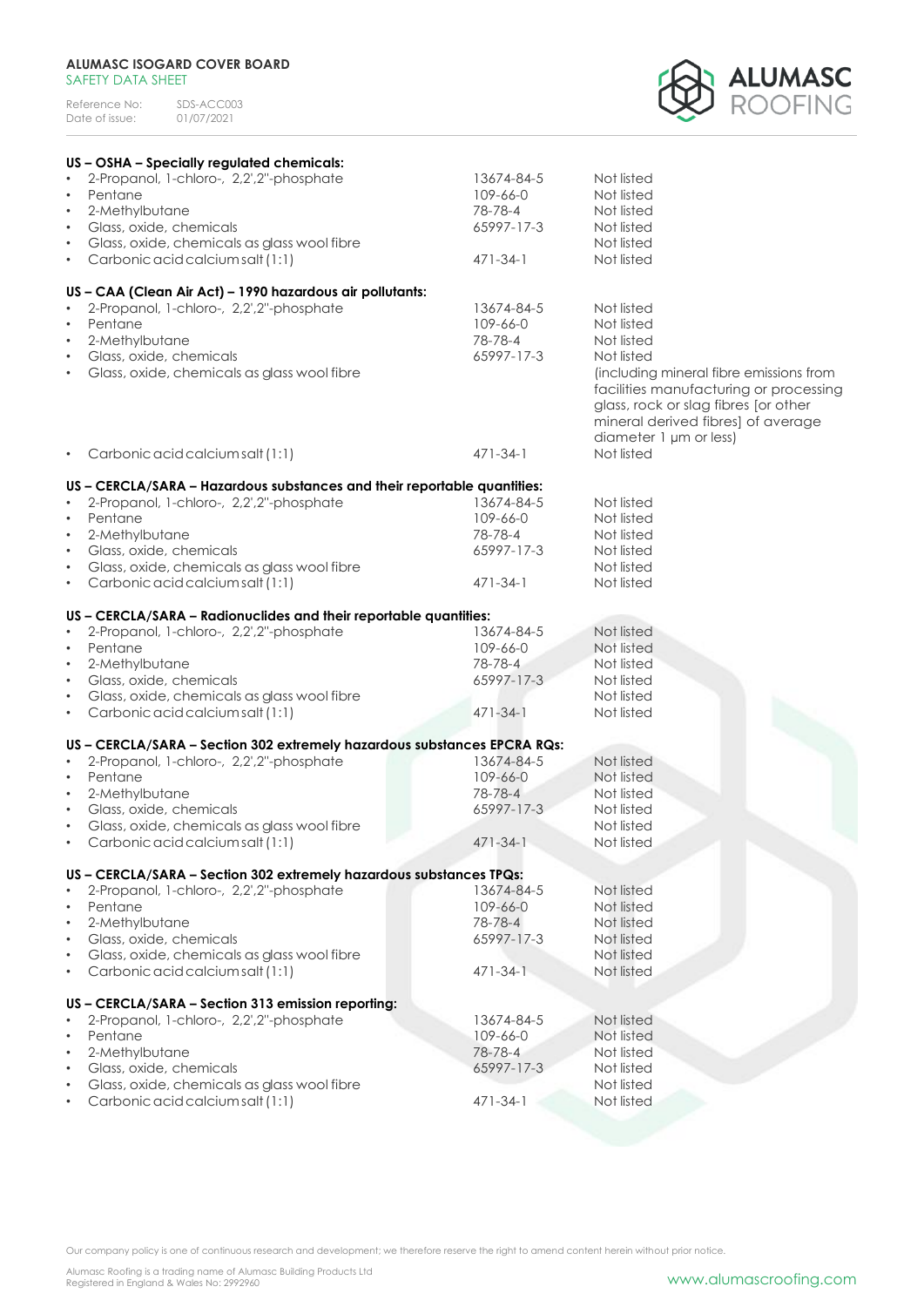**US – OSHA – Specially regulated chemicals:**

| | | |
|---|---|---|
| • 2-Propanol, 1-chloro-, 2,2',2''-phosphate | 13674-84-5 | Not listed |
| • Pentane | 109-66-0 | Not listed |
| • 2-Methylbutane | 78-78-4 | Not listed |
| • Glass, oxide, chemicals | 65997-17-3 | Not listed |
| • Glass, oxide, chemicals as glass wool fibre | | Not listed |
| • Carbonic acid calcium salt (1:1) | 471-34-1 | Not listed |

**US – CAA (Clean Air Act) – 1990 hazardous air pollutants:**

| | | |
|---|---|---|
| • 2-Propanol, 1-chloro-, 2,2',2''-phosphate | 13674-84-5 | Not listed |
| • Pentane | 109-66-0 | Not listed |
| • 2-Methylbutane | 78-78-4 | Not listed |
| • Glass, oxide, chemicals | 65997-17-3 | Not listed |
| • Glass, oxide, chemicals as glass wool fibre | | (including mineral fibre emissions from facilities manufacturing or processing glass, rock or slag fibres [or other mineral derived fibres] of average diameter 1 µm or less) |
| • Carbonic acid calcium salt (1:1) | 471-34-1 | Not listed |

**US – CERCLA/SARA – Hazardous substances and their reportable quantities:**

| | | |
|---|---|---|
| • 2-Propanol, 1-chloro-, 2,2',2''-phosphate | 13674-84-5 | Not listed |
| • Pentane | 109-66-0 | Not listed |
| • 2-Methylbutane | 78-78-4 | Not listed |
| • Glass, oxide, chemicals | 65997-17-3 | Not listed |
| • Glass, oxide, chemicals as glass wool fibre | | Not listed |
| • Carbonic acid calcium salt (1:1) | 471-34-1 | Not listed |

**US – CERCLA/SARA – Radionuclides and their reportable quantities:**

| | | |
|---|---|---|
| • 2-Propanol, 1-chloro-, 2,2',2''-phosphate | 13674-84-5 | Not listed |
| • Pentane | 109-66-0 | Not listed |
| • 2-Methylbutane | 78-78-4 | Not listed |
| • Glass, oxide, chemicals | 65997-17-3 | Not listed |
| • Glass, oxide, chemicals as glass wool fibre | | Not listed |
| • Carbonic acid calcium salt (1:1) | 471-34-1 | Not listed |

**US – CERCLA/SARA – Section 302 extremely hazardous substances EPCRA RQs:**

| | | |
|---|---|---|
| • 2-Propanol, 1-chloro-, 2,2',2''-phosphate | 13674-84-5 | Not listed |
| • Pentane | 109-66-0 | Not listed |
| • 2-Methylbutane | 78-78-4 | Not listed |
| • Glass, oxide, chemicals | 65997-17-3 | Not listed |
| • Glass, oxide, chemicals as glass wool fibre | | Not listed |
| • Carbonic acid calcium salt (1:1) | 471-34-1 | Not listed |

**US – CERCLA/SARA – Section 302 extremely hazardous substances TPQs:**

| | | |
|---|---|---|
| • 2-Propanol, 1-chloro-, 2,2',2''-phosphate | 13674-84-5 | Not listed |
| • Pentane | 109-66-0 | Not listed |
| • 2-Methylbutane | 78-78-4 | Not listed |
| • Glass, oxide, chemicals | 65997-17-3 | Not listed |
| • Glass, oxide, chemicals as glass wool fibre | | Not listed |
| • Carbonic acid calcium salt (1:1) | 471-34-1 | Not listed |

**US – CERCLA/SARA – Section 313 emission reporting:**

| | | |
|---|---|---|
| • 2-Propanol, 1-chloro-, 2,2',2''-phosphate | 13674-84-5 | Not listed |
| • Pentane | 109-66-0 | Not listed |
| • 2-Methylbutane | 78-78-4 | Not listed |
| • Glass, oxide, chemicals | 65997-17-3 | Not listed |
| • Glass, oxide, chemicals as glass wool fibre | | Not listed |
| • Carbonic acid calcium salt (1:1) | 471-34-1 | Not listed |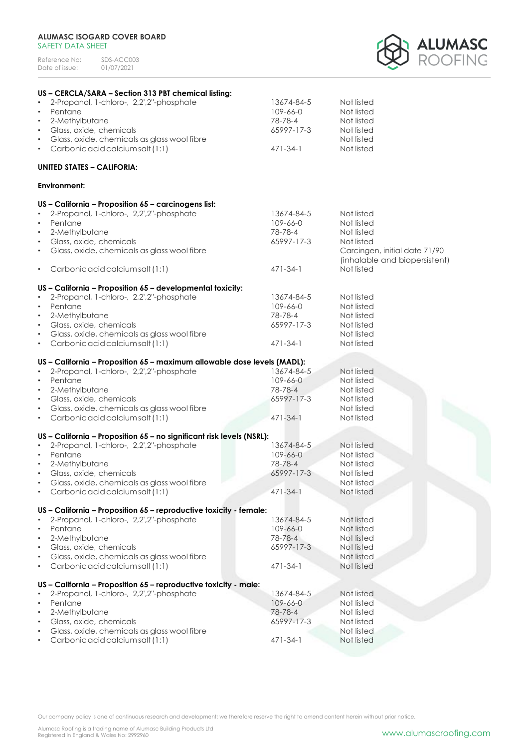**US – CERCLA/SARA – Section 313 PBT chemical listing:**

| | | |
|---|---|---|
| • 2-Propanol, 1-chloro-, 2,2',2''-phosphate | 13674-84-5 | Not listed |
| • Pentane | 109-66-0 | Not listed |
| • 2-Methylbutane | 78-78-4 | Not listed |
| • Glass, oxide, chemicals | 65997-17-3 | Not listed |
| • Glass, oxide, chemicals as glass wool fibre | | Not listed |
| • Carbonic acid calcium salt (1:1) | 471-34-1 | Not listed |

**UNITED STATES – CALIFORIA:**

**Environment:**

**US – California – Proposition 65 – carcinogens list:**

| | | |
|---|---|---|
| • 2-Propanol, 1-chloro-, 2,2',2''-phosphate | 13674-84-5 | Not listed |
| • Pentane | 109-66-0 | Not listed |
| • 2-Methylbutane | 78-78-4 | Not listed |
| • Glass, oxide, chemicals | 65997-17-3 | Not listed |
| • Glass, oxide, chemicals as glass wool fibre | | Carcingen, initial date 71/90 (inhalable and biopersistent) |
| • Carbonic acid calcium salt (1:1) | 471-34-1 | Not listed |

**US – California – Proposition 65 – developmental toxicity:**

| | | |
|---|---|---|
| • 2-Propanol, 1-chloro-, 2,2',2''-phosphate | 13674-84-5 | Not listed |
| • Pentane | 109-66-0 | Not listed |
| • 2-Methylbutane | 78-78-4 | Not listed |
| • Glass, oxide, chemicals | 65997-17-3 | Not listed |
| • Glass, oxide, chemicals as glass wool fibre | | Not listed |
| • Carbonic acid calcium salt (1:1) | 471-34-1 | Not listed |

**US – California – Proposition 65 – maximum allowable dose levels (MADL):**

| | | |
|---|---|---|
| • 2-Propanol, 1-chloro-, 2,2',2''-phosphate | 13674-84-5 | Not listed |
| • Pentane | 109-66-0 | Not listed |
| • 2-Methylbutane | 78-78-4 | Not listed |
| • Glass, oxide, chemicals | 65997-17-3 | Not listed |
| • Glass, oxide, chemicals as glass wool fibre | | Not listed |
| • Carbonic acid calcium salt (1:1) | 471-34-1 | Not listed |

**US – California – Proposition 65 – no significant risk levels (NSRL):**

| | | |
|---|---|---|
| • 2-Propanol, 1-chloro-, 2,2',2''-phosphate | 13674-84-5 | Not listed |
| • Pentane | 109-66-0 | Not listed |
| • 2-Methylbutane | 78-78-4 | Not listed |
| • Glass, oxide, chemicals | 65997-17-3 | Not listed |
| • Glass, oxide, chemicals as glass wool fibre | | Not listed |
| • Carbonic acid calcium salt (1:1) | 471-34-1 | Not listed |

**US – California – Proposition 65 – reproductive toxicity - female:**

| | | |
|---|---|---|
| • 2-Propanol, 1-chloro-, 2,2',2''-phosphate | 13674-84-5 | Not listed |
| • Pentane | 109-66-0 | Not listed |
| • 2-Methylbutane | 78-78-4 | Not listed |
| • Glass, oxide, chemicals | 65997-17-3 | Not listed |
| • Glass, oxide, chemicals as glass wool fibre | | Not listed |
| • Carbonic acid calcium salt (1:1) | 471-34-1 | Not listed |

**US – California – Proposition 65 – reproductive toxicity - male:**

| | | |
|---|---|---|
| • 2-Propanol, 1-chloro-, 2,2',2''-phosphate | 13674-84-5 | Not listed |
| • Pentane | 109-66-0 | Not listed |
| • 2-Methylbutane | 78-78-4 | Not listed |
| • Glass, oxide, chemicals | 65997-17-3 | Not listed |
| • Glass, oxide, chemicals as glass wool fibre | | Not listed |
| • Carbonic acid calcium salt (1:1) | 471-34-1 | Not listed |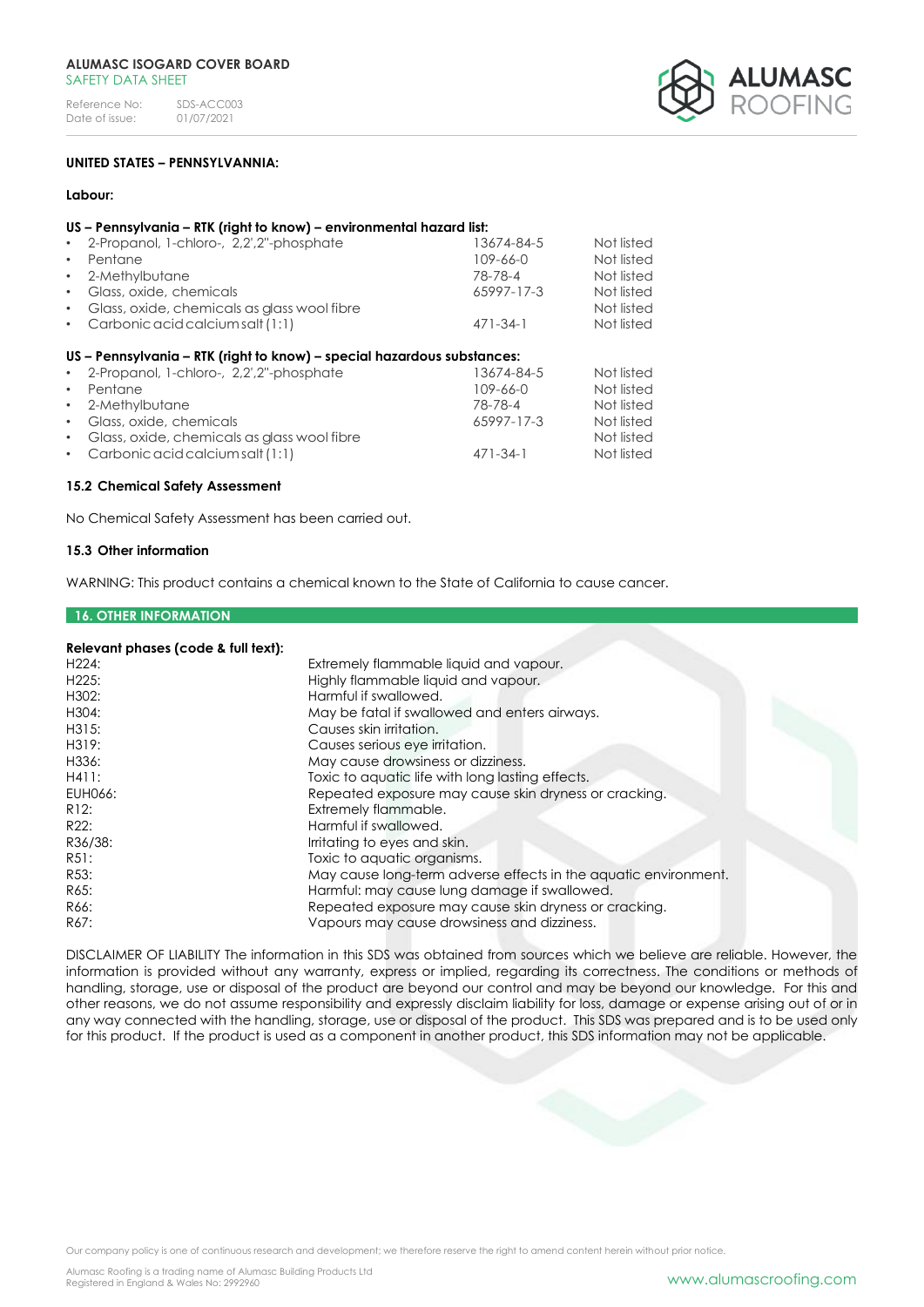**UNITED STATES – PENNSYLVANNIA:**

**Labour:**

**US – Pennsylvania – RTK (right to know) – environmental hazard list:**

| | | |
|---|---|---|
| • 2-Propanol, 1-chloro-, 2,2',2''-phosphate | 13674-84-5 | Not listed |
| • Pentane | 109-66-0 | Not listed |
| • 2-Methylbutane | 78-78-4 | Not listed |
| • Glass, oxide, chemicals | 65997-17-3 | Not listed |
| • Glass, oxide, chemicals as glass wool fibre | | Not listed |
| • Carbonic acid calcium salt (1:1) | 471-34-1 | Not listed |

**US – Pennsylvania – RTK (right to know) – special hazardous substances:**

| | | |
|---|---|---|
| • 2-Propanol, 1-chloro-, 2,2',2''-phosphate | 13674-84-5 | Not listed |
| • Pentane | 109-66-0 | Not listed |
| • 2-Methylbutane | 78-78-4 | Not listed |
| • Glass, oxide, chemicals | 65997-17-3 | Not listed |
| • Glass, oxide, chemicals as glass wool fibre | | Not listed |
| • Carbonic acid calcium salt (1:1) | 471-34-1 | Not listed |

### 15.2 Chemical Safety Assessment

No Chemical Safety Assessment has been carried out.

### 15.3 Other information

WARNING: This product contains a chemical known to the State of California to cause cancer.

## 16. OTHER INFORMATION

**Relevant phases (code & full text):**

| | |
|---|---|
| H224: | Extremely flammable liquid and vapour. |
| H225: | Highly flammable liquid and vapour. |
| H302: | Harmful if swallowed. |
| H304: | May be fatal if swallowed and enters airways. |
| H315: | Causes skin irritation. |
| H319: | Causes serious eye irritation. |
| H336: | May cause drowsiness or dizziness. |
| H411: | Toxic to aquatic life with long lasting effects. |
| EUH066: | Repeated exposure may cause skin dryness or cracking. |
| R12: | Extremely flammable. |
| R22: | Harmful if swallowed. |
| R36/38: | Irritating to eyes and skin. |
| R51: | Toxic to aquatic organisms. |
| R53: | May cause long-term adverse effects in the aquatic environment. |
| R65: | Harmful: may cause lung damage if swallowed. |
| R66: | Repeated exposure may cause skin dryness or cracking. |
| R67: | Vapours may cause drowsiness and dizziness. |

DISCLAIMER OF LIABILITY The information in this SDS was obtained from sources which we believe are reliable. However, the information is provided without any warranty, express or implied, regarding its correctness. The conditions or methods of handling, storage, use or disposal of the product are beyond our control and may be beyond our knowledge. For this and other reasons, we do not assume responsibility and expressly disclaim liability for loss, damage or expense arising out of or in any way connected with the handling, storage, use or disposal of the product. This SDS was prepared and is to be used only for this product. If the product is used as a component in another product, this SDS information may not be applicable.